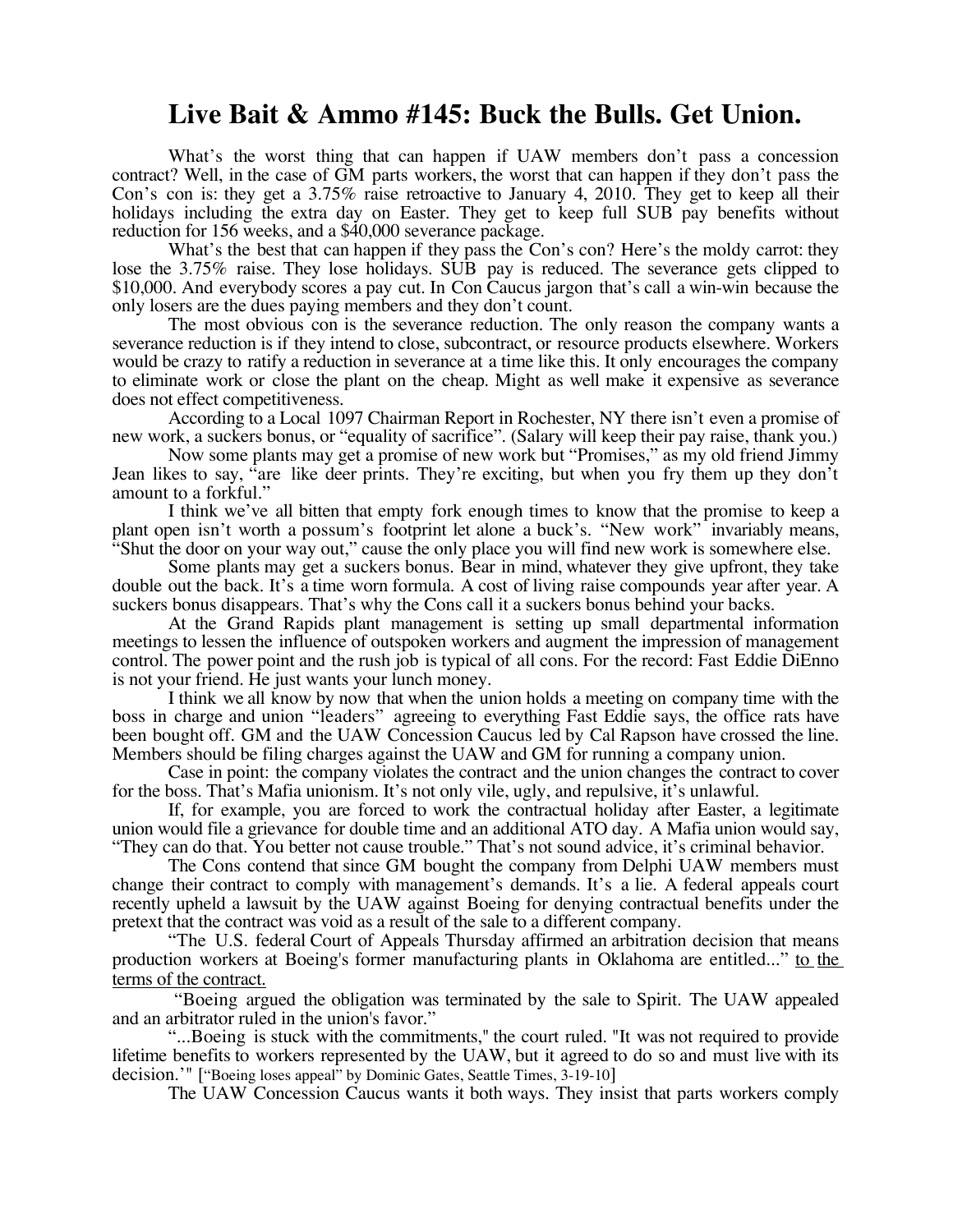# Live Bait & Ammo #145: Buck the Bulls. Get Union.

What's the worst thing that can happen if UAW members don't pass a concession contract? Well, in the case of GM parts workers, the worst that can happen if they don't pass the Con's con is: they get a 3.75% raise retroactive to January 4, 2010. They get to keep all their holidays including the extra day on Easter. They get to keep full SUB pay benefits without reduction for 156 weeks, and a $40,000 severance package.

What's the best that can happen if they pass the Con's con? Here's the moldy carrot: they lose the 3.75% raise. They lose holidays. SUB pay is reduced. The severance gets clipped to $10,000. And everybody scores a pay cut. In Con Caucus jargon that's call a win-win because the only losers are the dues paying members and they don't count.

The most obvious con is the severance reduction. The only reason the company wants a severance reduction is if they intend to close, subcontract, or resource products elsewhere. Workers would be crazy to ratify a reduction in severance at a time like this. It only encourages the company to eliminate work or close the plant on the cheap. Might as well make it expensive as severance does not effect competitiveness.

According to a Local 1097 Chairman Report in Rochester, NY there isn't even a promise of new work, a suckers bonus, or "equality of sacrifice". (Salary will keep their pay raise, thank you.)

Now some plants may get a promise of new work but "Promises," as my old friend Jimmy Jean likes to say, "are like deer prints. They're exciting, but when you fry them up they don't amount to a forkful."

I think we've all bitten that empty fork enough times to know that the promise to keep a plant open isn't worth a possum's footprint let alone a buck's. "New work" invariably means, "Shut the door on your way out," cause the only place you will find new work is somewhere else.

Some plants may get a suckers bonus. Bear in mind, whatever they give upfront, they take double out the back. It's a time worn formula. A cost of living raise compounds year after year. A suckers bonus disappears. That's why the Cons call it a suckers bonus behind your backs.

At the Grand Rapids plant management is setting up small departmental information meetings to lessen the influence of outspoken workers and augment the impression of management control. The power point and the rush job is typical of all cons. For the record: Fast Eddie DiEnno is not your friend. He just wants your lunch money.

I think we all know by now that when the union holds a meeting on company time with the boss in charge and union "leaders" agreeing to everything Fast Eddie says, the office rats have been bought off. GM and the UAW Concession Caucus led by Cal Rapson have crossed the line. Members should be filing charges against the UAW and GM for running a company union.

Case in point: the company violates the contract and the union changes the contract to cover for the boss. That's Mafia unionism. It's not only vile, ugly, and repulsive, it's unlawful.

If, for example, you are forced to work the contractual holiday after Easter, a legitimate union would file a grievance for double time and an additional ATO day. A Mafia union would say, "They can do that. You better not cause trouble." That's not sound advice, it's criminal behavior.

The Cons contend that since GM bought the company from Delphi UAW members must change their contract to comply with management's demands. It's a lie. A federal appeals court recently upheld a lawsuit by the UAW against Boeing for denying contractual benefits under the pretext that the contract was void as a result of the sale to a different company.

"The U.S. federal Court of Appeals Thursday affirmed an arbitration decision that means production workers at Boeing's former manufacturing plants in Oklahoma are entitled..." <u>to the terms of the contract.</u>

"Boeing argued the obligation was terminated by the sale to Spirit. The UAW appealed and an arbitrator ruled in the union's favor."

"...Boeing is stuck with the commitments," the court ruled. "It was not required to provide lifetime benefits to workers represented by the UAW, but it agreed to do so and must live with its decision.'" ["Boeing loses appeal" by Dominic Gates, Seattle Times, 3-19-10]

The UAW Concession Caucus wants it both ways. They insist that parts workers comply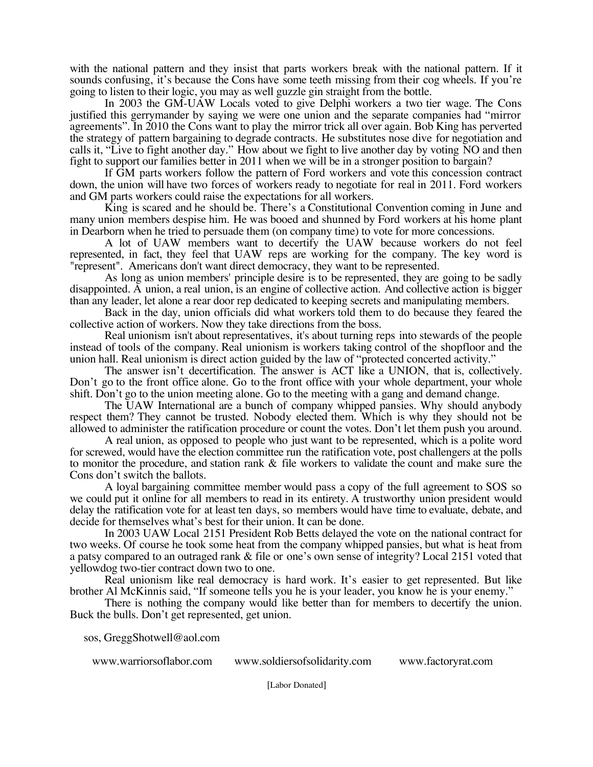with the national pattern and they insist that parts workers break with the national pattern. If it sounds confusing, it's because the Cons have some teeth missing from their cog wheels. If you're going to listen to their logic, you may as well guzzle gin straight from the bottle.

In 2003 the GM-UAW Locals voted to give Delphi workers a two tier wage. The Cons justified this gerrymander by saying we were one union and the separate companies had "mirror agreements". In 2010 the Cons want to play the mirror trick all over again. Bob King has perverted the strategy of pattern bargaining to degrade contracts. He substitutes nose dive for negotiation and calls it, "Live to fight another day." How about we fight to live another day by voting NO and then fight to support our families better in 2011 when we will be in a stronger position to bargain?

If GM parts workers follow the pattern of Ford workers and vote this concession contract down, the union will have two forces of workers ready to negotiate for real in 2011. Ford workers and GM parts workers could raise the expectations for all workers.

King is scared and he should be. There's a Constitutional Convention coming in June and many union members despise him. He was booed and shunned by Ford workers at his home plant in Dearborn when he tried to persuade them (on company time) to vote for more concessions.

A lot of UAW members want to decertify the UAW because workers do not feel represented, in fact, they feel that UAW reps are working for the company. The key word is "represent". Americans don't want direct democracy, they want to be represented.

As long as union members' principle desire is to be represented, they are going to be sadly disappointed. A union, a real union, is an engine of collective action. And collective action is bigger than any leader, let alone a rear door rep dedicated to keeping secrets and manipulating members.

Back in the day, union officials did what workers told them to do because they feared the collective action of workers. Now they take directions from the boss.

Real unionism isn't about representatives, it's about turning reps into stewards of the people instead of tools of the company. Real unionism is workers taking control of the shopfloor and the union hall. Real unionism is direct action guided by the law of "protected concerted activity."

The answer isn't decertification. The answer is ACT like a UNION, that is, collectively. Don't go to the front office alone. Go to the front office with your whole department, your whole shift. Don't go to the union meeting alone. Go to the meeting with a gang and demand change.

The UAW International are a bunch of company whipped pansies. Why should anybody respect them? They cannot be trusted. Nobody elected them. Which is why they should not be allowed to administer the ratification procedure or count the votes. Don't let them push you around.

A real union, as opposed to people who just want to be represented, which is a polite word for screwed, would have the election committee run the ratification vote, post challengers at the polls to monitor the procedure, and station rank & file workers to validate the count and make sure the Cons don't switch the ballots.

A loyal bargaining committee member would pass a copy of the full agreement to SOS so we could put it online for all members to read in its entirety. A trustworthy union president would delay the ratification vote for at least ten days, so members would have time to evaluate, debate, and decide for themselves what's best for their union. It can be done.

In 2003 UAW Local 2151 President Rob Betts delayed the vote on the national contract for two weeks. Of course he took some heat from the company whipped pansies, but what is heat from a patsy compared to an outraged rank & file or one's own sense of integrity? Local 2151 voted that yellowdog two-tier contract down two to one.

Real unionism like real democracy is hard work. It's easier to get represented. But like brother Al McKinnis said, "If someone tells you he is your leader, you know he is your enemy."

There is nothing the company would like better than for members to decertify the union. Buck the bulls. Don't get represented, get union.

sos, GreggShotwell@aol.com

www.warriorsoflabor.com www.soldiersofsolidarity.com www.factoryrat.com

[Labor Donated]